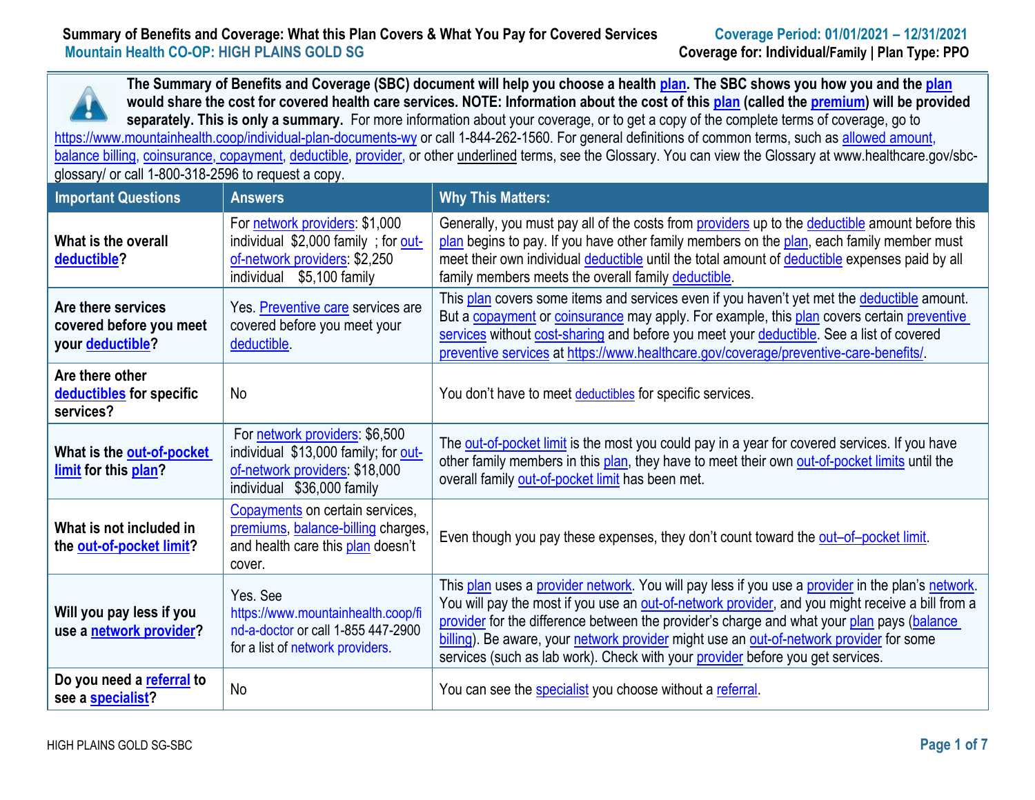**Summary of Benefits and Coverage: What this Plan Covers & What You Pay for Covered Services**
**Mountain Health CO-OP: HIGH PLAINS GOLD SG**

**Coverage Period: 01/01/2021 – 12/31/2021**
**Coverage for: Individual/Family | Plan Type: PPO**

**The Summary of Benefits and Coverage (SBC) document will help you choose a health plan. The SBC shows you how you and the plan would share the cost for covered health care services. NOTE: Information about the cost of this plan (called the premium) will be provided separately. This is only a summary.** For more information about your coverage, or to get a copy of the complete terms of coverage, go to https://www.mountainhealth.coop/individual-plan-documents-wy or call 1-844-262-1560. For general definitions of common terms, such as allowed amount, balance billing, coinsurance, copayment, deductible, provider, or other underlined terms, see the Glossary. You can view the Glossary at www.healthcare.gov/sbc-glossary/ or call 1-800-318-2596 to request a copy.

| Important Questions | Answers | Why This Matters: |
|---|---|---|
| **What is the overall deductible?** | For network providers: $1,000 individual $2,000 family ; for out-of-network providers: $2,250 individual $5,100 family | Generally, you must pay all of the costs from providers up to the deductible amount before this plan begins to pay. If you have other family members on the plan, each family member must meet their own individual deductible until the total amount of deductible expenses paid by all family members meets the overall family deductible. |
| **Are there services covered before you meet your deductible?** | Yes. Preventive care services are covered before you meet your deductible. | This plan covers some items and services even if you haven't yet met the deductible amount. But a copayment or coinsurance may apply. For example, this plan covers certain preventive services without cost-sharing and before you meet your deductible. See a list of covered preventive services at https://www.healthcare.gov/coverage/preventive-care-benefits/. |
| **Are there other deductibles for specific services?** | No | You don't have to meet deductibles for specific services. |
| **What is the out-of-pocket limit for this plan?** | For network providers: $6,500 individual $13,000 family; for out-of-network providers: $18,000 individual $36,000 family | The out-of-pocket limit is the most you could pay in a year for covered services. If you have other family members in this plan, they have to meet their own out-of-pocket limits until the overall family out-of-pocket limit has been met. |
| **What is not included in the out-of-pocket limit?** | Copayments on certain services, premiums, balance-billing charges, and health care this plan doesn't cover. | Even though you pay these expenses, they don't count toward the out–of–pocket limit. |
| **Will you pay less if you use a network provider?** | Yes. See https://www.mountainhealth.coop/find-a-doctor or call 1-855 447-2900 for a list of network providers. | This plan uses a provider network. You will pay less if you use a provider in the plan's network. You will pay the most if you use an out-of-network provider, and you might receive a bill from a provider for the difference between the provider's charge and what your plan pays (balance billing). Be aware, your network provider might use an out-of-network provider for some services (such as lab work). Check with your provider before you get services. |
| **Do you need a referral to see a specialist?** | No | You can see the specialist you choose without a referral. |

HIGH PLAINS GOLD SG-SBC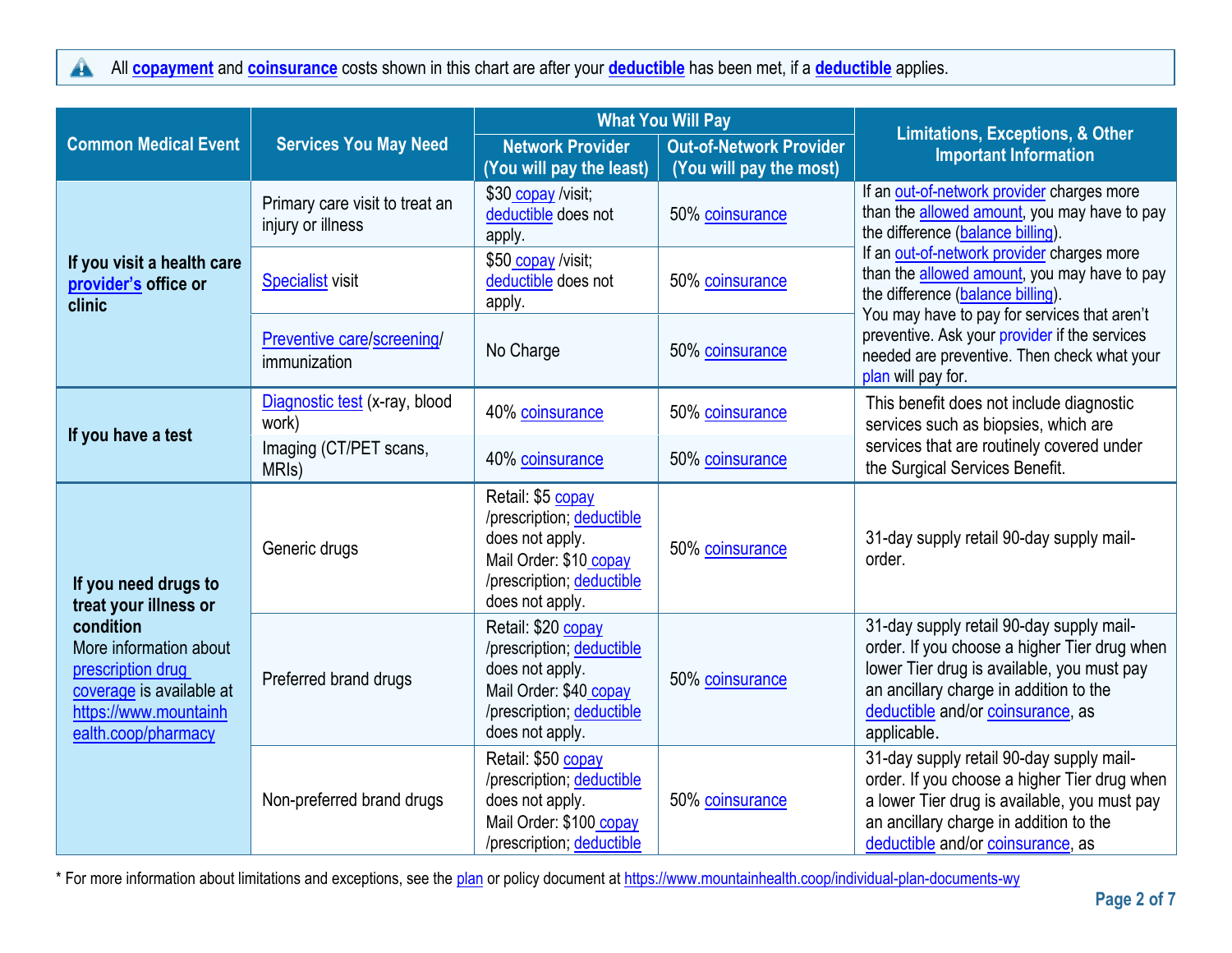All **copayment** and **coinsurance** costs shown in this chart are after your **deductible** has been met, if a **deductible** applies.

| Common Medical Event | Services You May Need | What You Will Pay | | Limitations, Exceptions, & Other Important Information |
|---|---|---|---|---|
| | | Network Provider (You will pay the least) | Out-of-Network Provider (You will pay the most) | |
| **If you visit a health care provider's office or clinic** | Primary care visit to treat an injury or illness | $30 copay /visit; deductible does not apply. | 50% coinsurance | If an out-of-network provider charges more than the allowed amount, you may have to pay the difference (balance billing). |
| | Specialist visit | $50 copay /visit; deductible does not apply. | 50% coinsurance | If an out-of-network provider charges more than the allowed amount, you may have to pay the difference (balance billing). |
| | Preventive care/screening/ immunization | No Charge | 50% coinsurance | You may have to pay for services that aren't preventive. Ask your provider if the services needed are preventive. Then check what your plan will pay for. |
| **If you have a test** | Diagnostic test (x-ray, blood work) | 40% coinsurance | 50% coinsurance | This benefit does not include diagnostic services such as biopsies, which are services that are routinely covered under the Surgical Services Benefit. |
| | Imaging (CT/PET scans, MRIs) | 40% coinsurance | 50% coinsurance | |
| **If you need drugs to treat your illness or condition** More information about prescription drug coverage is available at https://www.mountainhealth.coop/pharmacy | Generic drugs | Retail: $5 copay /prescription; deductible does not apply. Mail Order: $10 copay /prescription; deductible does not apply. | 50% coinsurance | 31-day supply retail 90-day supply mail-order. |
| | Preferred brand drugs | Retail: $20 copay /prescription; deductible does not apply. Mail Order: $40 copay /prescription; deductible does not apply. | 50% coinsurance | 31-day supply retail 90-day supply mail-order. If you choose a higher Tier drug when lower Tier drug is available, you must pay an ancillary charge in addition to the deductible and/or coinsurance, as applicable. |
| | Non-preferred brand drugs | Retail: $50 copay /prescription; deductible does not apply. Mail Order: $100 copay /prescription; deductible | 50% coinsurance | 31-day supply retail 90-day supply mail-order. If you choose a higher Tier drug when a lower Tier drug is available, you must pay an ancillary charge in addition to the deductible and/or coinsurance, as |

\* For more information about limitations and exceptions, see the plan or policy document at https://www.mountainhealth.coop/individual-plan-documents-wy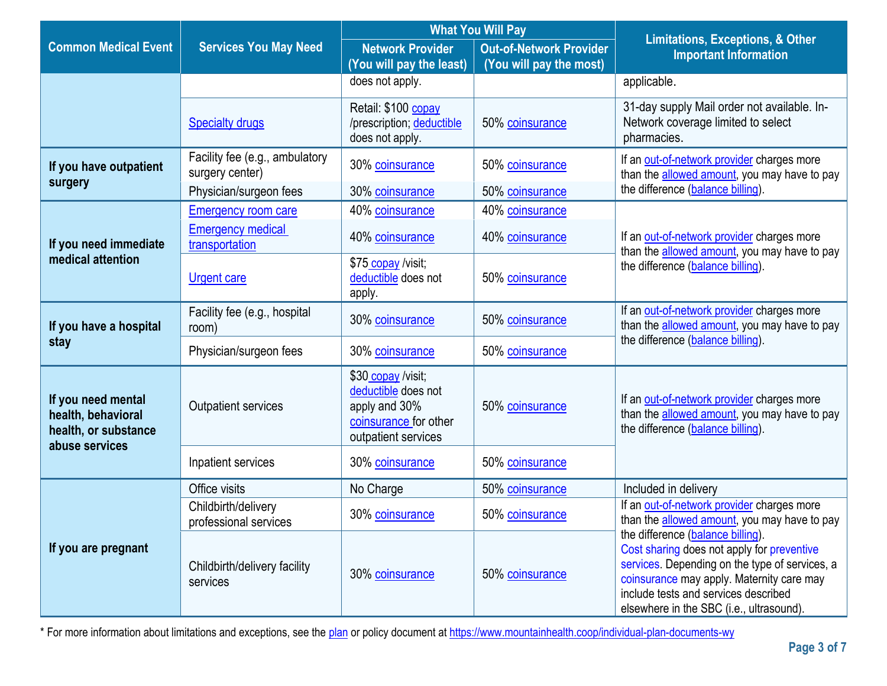| Common Medical Event | Services You May Need | What You Will Pay | | Limitations, Exceptions, & Other Important Information |
|---|---|---|---|---|
| | | Network Provider (You will pay the least) | Out-of-Network Provider (You will pay the most) | |
| | | does not apply. | | applicable. |
| | Specialty drugs | Retail: $100 copay /prescription; deductible does not apply. | 50% coinsurance | 31-day supply Mail order not available. In-Network coverage limited to select pharmacies. |
| If you have outpatient surgery | Facility fee (e.g., ambulatory surgery center) | 30% coinsurance | 50% coinsurance | If an out-of-network provider charges more than the allowed amount, you may have to pay the difference (balance billing). |
| | Physician/surgeon fees | 30% coinsurance | 50% coinsurance | |
| If you need immediate medical attention | Emergency room care | 40% coinsurance | 40% coinsurance | If an out-of-network provider charges more than the allowed amount, you may have to pay the difference (balance billing). |
| | Emergency medical transportation | 40% coinsurance | 40% coinsurance | |
| | Urgent care | $75 copay /visit; deductible does not apply. | 50% coinsurance | |
| If you have a hospital stay | Facility fee (e.g., hospital room) | 30% coinsurance | 50% coinsurance | If an out-of-network provider charges more than the allowed amount, you may have to pay the difference (balance billing). |
| | Physician/surgeon fees | 30% coinsurance | 50% coinsurance | |
| If you need mental health, behavioral health, or substance abuse services | Outpatient services | $30 copay /visit; deductible does not apply and 30% coinsurance for other outpatient services | 50% coinsurance | If an out-of-network provider charges more than the allowed amount, you may have to pay the difference (balance billing). |
| | Inpatient services | 30% coinsurance | 50% coinsurance | |
| If you are pregnant | Office visits | No Charge | 50% coinsurance | Included in delivery |
| | Childbirth/delivery professional services | 30% coinsurance | 50% coinsurance | If an out-of-network provider charges more than the allowed amount, you may have to pay the difference (balance billing). Cost sharing does not apply for preventive services. Depending on the type of services, a coinsurance may apply. Maternity care may include tests and services described elsewhere in the SBC (i.e., ultrasound). |
| | Childbirth/delivery facility services | 30% coinsurance | 50% coinsurance | |

* For more information about limitations and exceptions, see the plan or policy document at https://www.mountainhealth.coop/individual-plan-documents-wy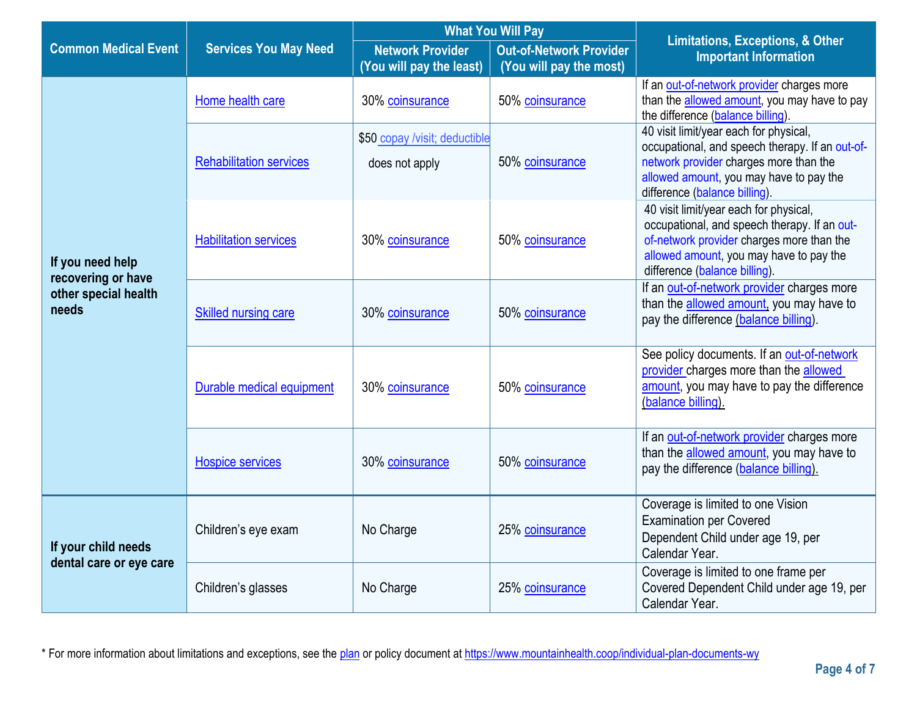| Common Medical Event | Services You May Need | What You Will Pay | | Limitations, Exceptions, & Other Important Information |
|---|---|---|---|---|
| | | Network Provider (You will pay the least) | Out-of-Network Provider (You will pay the most) | |
| If you need help recovering or have other special health needs | Home health care | 30% coinsurance | 50% coinsurance | If an out-of-network provider charges more than the allowed amount, you may have to pay the difference (balance billing). |
| | Rehabilitation services | $50 copay /visit; deductible does not apply | 50% coinsurance | 40 visit limit/year each for physical, occupational, and speech therapy. If an out-of-network provider charges more than the allowed amount, you may have to pay the difference (balance billing). |
| | Habilitation services | 30% coinsurance | 50% coinsurance | 40 visit limit/year each for physical, occupational, and speech therapy. If an out-of-network provider charges more than the allowed amount, you may have to pay the difference (balance billing). |
| | Skilled nursing care | 30% coinsurance | 50% coinsurance | If an out-of-network provider charges more than the allowed amount, you may have to pay the difference (balance billing). |
| | Durable medical equipment | 30% coinsurance | 50% coinsurance | See policy documents. If an out-of-network provider charges more than the allowed amount, you may have to pay the difference (balance billing). |
| | Hospice services | 30% coinsurance | 50% coinsurance | If an out-of-network provider charges more than the allowed amount, you may have to pay the difference (balance billing). |
| If your child needs dental care or eye care | Children's eye exam | No Charge | 25% coinsurance | Coverage is limited to one Vision Examination per Covered Dependent Child under age 19, per Calendar Year. |
| | Children's glasses | No Charge | 25% coinsurance | Coverage is limited to one frame per Covered Dependent Child under age 19, per Calendar Year. |

* For more information about limitations and exceptions, see the plan or policy document at https://www.mountainhealth.coop/individual-plan-documents-wy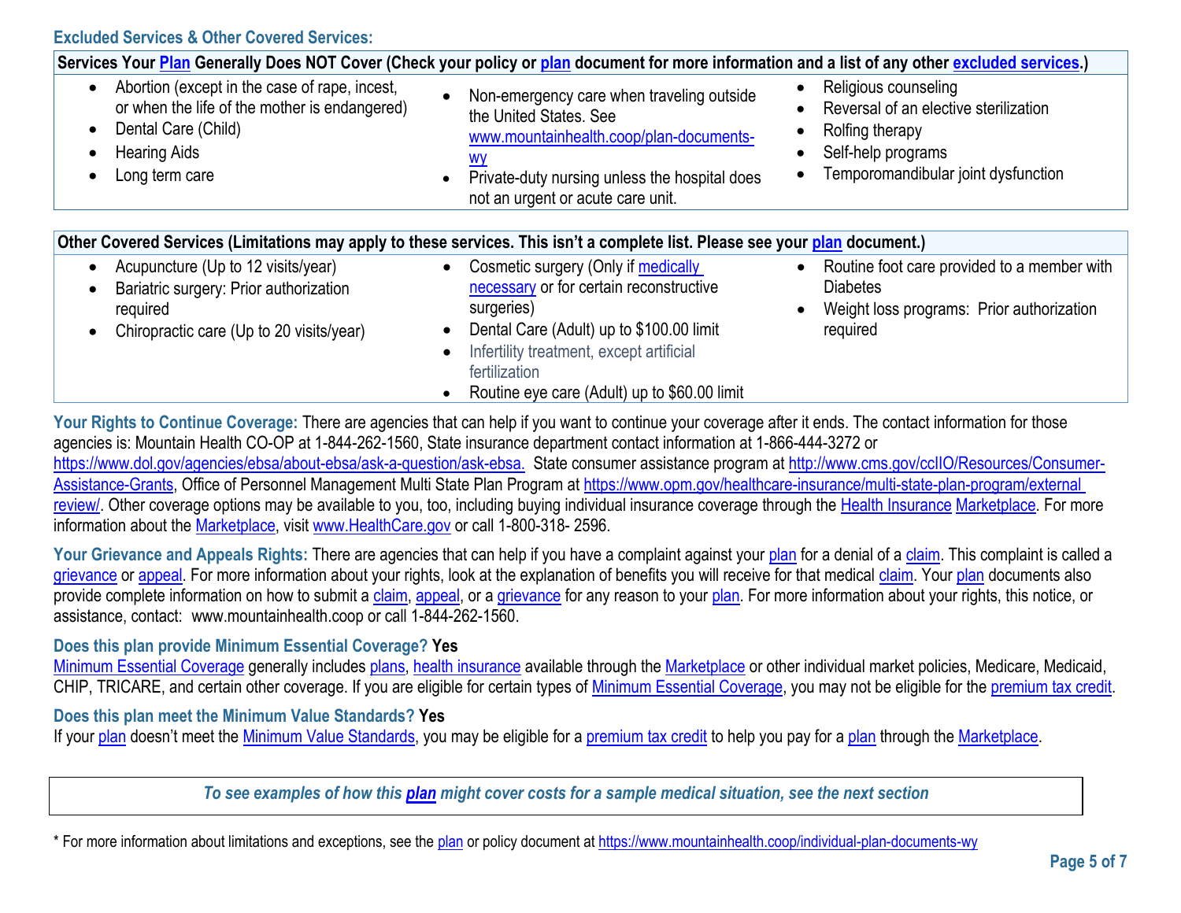**Excluded Services & Other Covered Services:**

| Services Your Plan Generally Does NOT Cover (Check your policy or plan document for more information and a list of any other excluded services.) | | |
|---|---|---|
| • Abortion (except in the case of rape, incest, or when the life of the mother is endangered)<br>• Dental Care (Child)<br>• Hearing Aids<br>• Long term care | • Non-emergency care when traveling outside the United States. See www.mountainhealth.coop/plan-documents-wy<br>• Private-duty nursing unless the hospital does not an urgent or acute care unit. | • Religious counseling<br>• Reversal of an elective sterilization<br>• Rolfing therapy<br>• Self-help programs<br>• Temporomandibular joint dysfunction |

| Other Covered Services (Limitations may apply to these services. This isn't a complete list. Please see your plan document.) | | |
|---|---|---|
| • Acupuncture (Up to 12 visits/year)<br>• Bariatric surgery: Prior authorization required<br>• Chiropractic care (Up to 20 visits/year) | • Cosmetic surgery (Only if medically necessary or for certain reconstructive surgeries)<br>• Dental Care (Adult) up to $100.00 limit<br>• Infertility treatment, except artificial fertilization<br>• Routine eye care (Adult) up to $60.00 limit | • Routine foot care provided to a member with Diabetes<br>• Weight loss programs: Prior authorization required |

**Your Rights to Continue Coverage:** There are agencies that can help if you want to continue your coverage after it ends. The contact information for those agencies is: Mountain Health CO-OP at 1-844-262-1560, State insurance department contact information at 1-866-444-3272 or https://www.dol.gov/agencies/ebsa/about-ebsa/ask-a-question/ask-ebsa. State consumer assistance program at http://www.cms.gov/ccIIO/Resources/Consumer-Assistance-Grants, Office of Personnel Management Multi State Plan Program at https://www.opm.gov/healthcare-insurance/multi-state-plan-program/external review/. Other coverage options may be available to you, too, including buying individual insurance coverage through the Health Insurance Marketplace. For more information about the Marketplace, visit www.HealthCare.gov or call 1-800-318- 2596.

**Your Grievance and Appeals Rights:** There are agencies that can help if you have a complaint against your plan for a denial of a claim. This complaint is called a grievance or appeal. For more information about your rights, look at the explanation of benefits you will receive for that medical claim. Your plan documents also provide complete information on how to submit a claim, appeal, or a grievance for any reason to your plan. For more information about your rights, this notice, or assistance, contact: www.mountainhealth.coop or call 1-844-262-1560.

**Does this plan provide Minimum Essential Coverage? Yes**

Minimum Essential Coverage generally includes plans, health insurance available through the Marketplace or other individual market policies, Medicare, Medicaid, CHIP, TRICARE, and certain other coverage. If you are eligible for certain types of Minimum Essential Coverage, you may not be eligible for the premium tax credit.

**Does this plan meet the Minimum Value Standards? Yes**

If your plan doesn't meet the Minimum Value Standards, you may be eligible for a premium tax credit to help you pay for a plan through the Marketplace.

***To see examples of how this plan might cover costs for a sample medical situation, see the next section***

* For more information about limitations and exceptions, see the plan or policy document at https://www.mountainhealth.coop/individual-plan-documents-wy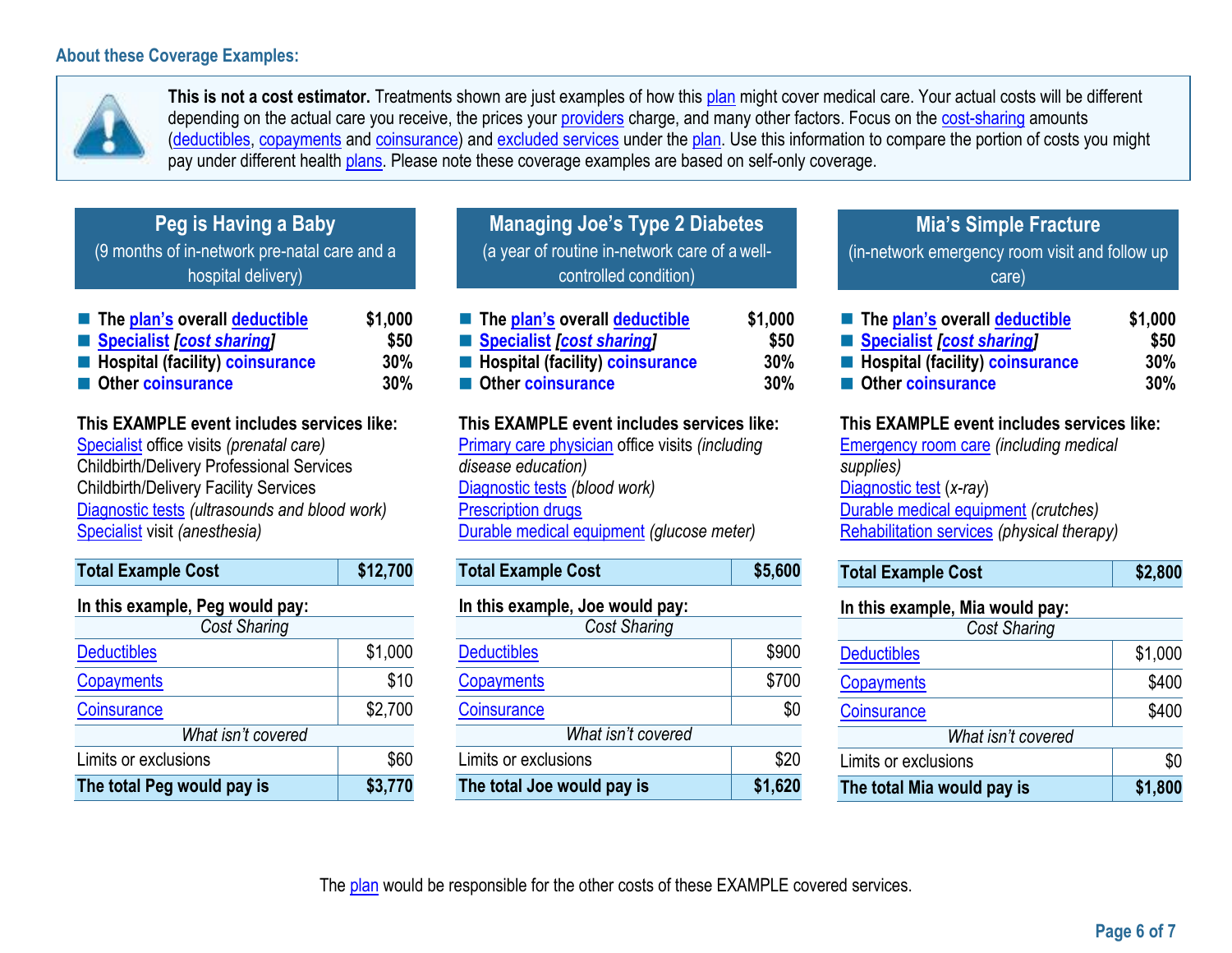### About these Coverage Examples:

**This is not a cost estimator.** Treatments shown are just examples of how this plan might cover medical care. Your actual costs will be different depending on the actual care you receive, the prices your providers charge, and many other factors. Focus on the cost-sharing amounts (deductibles, copayments and coinsurance) and excluded services under the plan. Use this information to compare the portion of costs you might pay under different health plans. Please note these coverage examples are based on self-only coverage.

## Peg is Having a Baby

(9 months of in-network pre-natal care and a hospital delivery)

- **The plan's overall deductible** **$1,000**
- **Specialist [cost sharing]** **$50**
- **Hospital (facility) coinsurance** **30%**
- **Other coinsurance** **30%**

**This EXAMPLE event includes services like:**
Specialist office visits *(prenatal care)*
Childbirth/Delivery Professional Services
Childbirth/Delivery Facility Services
Diagnostic tests *(ultrasounds and blood work)*
Specialist visit *(anesthesia)*

| **Total Example Cost** | **$12,700** |
|---|---|
| **In this example, Peg would pay:** | |
| *Cost Sharing* | |
| Deductibles | $1,000 |
| Copayments | $10 |
| Coinsurance | $2,700 |
| *What isn't covered* | |
| Limits or exclusions | $60 |
| **The total Peg would pay is** | **$3,770** |

## Managing Joe's Type 2 Diabetes

(a year of routine in-network care of a well-controlled condition)

- **The plan's overall deductible** **$1,000**
- **Specialist [cost sharing]** **$50**
- **Hospital (facility) coinsurance** **30%**
- **Other coinsurance** **30%**

**This EXAMPLE event includes services like:**
Primary care physician office visits *(including disease education)*
Diagnostic tests *(blood work)*
Prescription drugs
Durable medical equipment *(glucose meter)*

| **Total Example Cost** | **$5,600** |
|---|---|
| **In this example, Joe would pay:** | |
| *Cost Sharing* | |
| Deductibles | $900 |
| Copayments | $700 |
| Coinsurance | $0 |
| *What isn't covered* | |
| Limits or exclusions | $20 |
| **The total Joe would pay is** | **$1,620** |

## Mia's Simple Fracture

(in-network emergency room visit and follow up care)

- **The plan's overall deductible** **$1,000**
- **Specialist [cost sharing]** **$50**
- **Hospital (facility) coinsurance** **30%**
- **Other coinsurance** **30%**

**This EXAMPLE event includes services like:**
Emergency room care *(including medical supplies)*
Diagnostic test *(x-ray)*
Durable medical equipment *(crutches)*
Rehabilitation services *(physical therapy)*

| **Total Example Cost** | **$2,800** |
|---|---|
| **In this example, Mia would pay:** | |
| *Cost Sharing* | |
| Deductibles | $1,000 |
| Copayments | $400 |
| Coinsurance | $400 |
| *What isn't covered* | |
| Limits or exclusions | $0 |
| **The total Mia would pay is** | **$1,800** |

The plan would be responsible for the other costs of these EXAMPLE covered services.